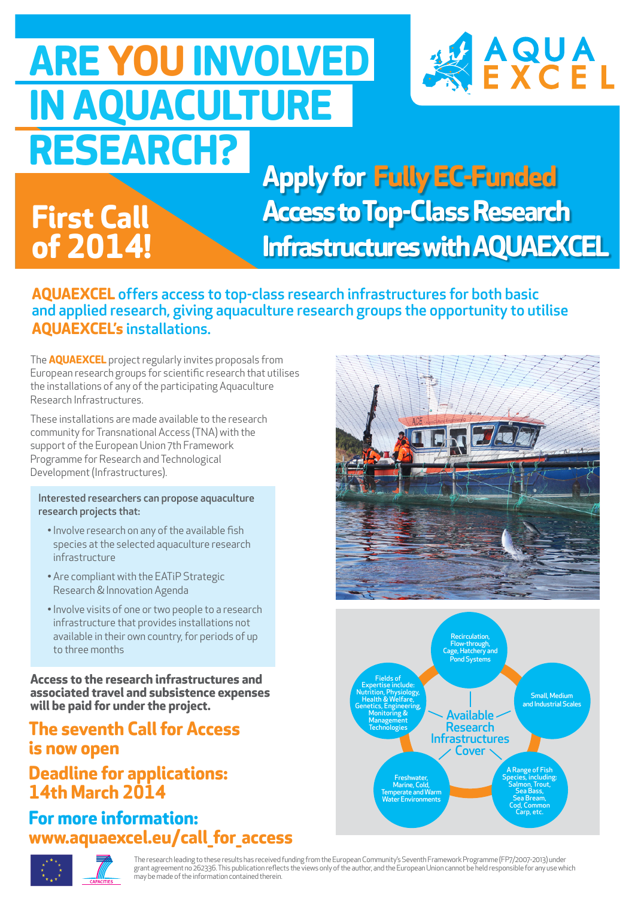# ARE YOU INVOLVED IN AQUACULTURE RESEARCH?

AQUA EXCEL

## First Call of 2014!

## Apply for Fully EC-Funded Access to Top-Class Research Infrastructures with AQUAEXCEL

**AQUAEXCEL** offers access to top-class research infrastructures for both basic and applied research, giving aquaculture research groups the opportunity to utilise **AQUAEXCEL's** installations.

The **AQUAEXCEL** project regularly invites proposals from European research groups for scientific research that utilises the installations of any of the participating Aquaculture Research Infrastructures.

These installations are made available to the research community for Transnational Access (TNA) with the support of the European Union 7th Framework Programme for Research and Technological Development (Infrastructures).

Interested researchers can propose aquaculture research projects that:

- Involve research on any of the available fish species at the selected aquaculture research infrastructure
- Are compliant with the EATiP Strategic Research & Innovation Agenda
- Involve visits of one or two people to a research infrastructure that provides installations not available in their own country, for periods of up to three months

**Access to the research infrastructures and associated travel and subsistence expenses will be paid for under the project.**

## The seventh Call for Access is now open

## Deadline for applications: 14th March 2014

## For more information: www.aquaexcel.eu/call_for_access

Available Research Infrastructures Cover:

- Recirculation, Flow-through, Cage, Hatchery and Pond Systems
- Small, Medium and Industrial Scales
- A Range of Fish Species, including: Salmon, Trout, Sea Bass, Sea Bream, Cod, Common Carp, etc.
- Freshwater, Marine, Cold, Temperate and Warm Water Environments
- Fields of Expertise include: Nutrition, Physiology, Health & Welfare, Genetics, Engineering, Monitoring & Management Technologies

CAPACITIES

The research leading to these results has received funding from the European Community's Seventh Framework Programme (FP7/2007-2013) under grant agreement no 262336. This publication reflects the views only of the author, and the European Union cannot be held responsible for any use which may be made of the information contained therein.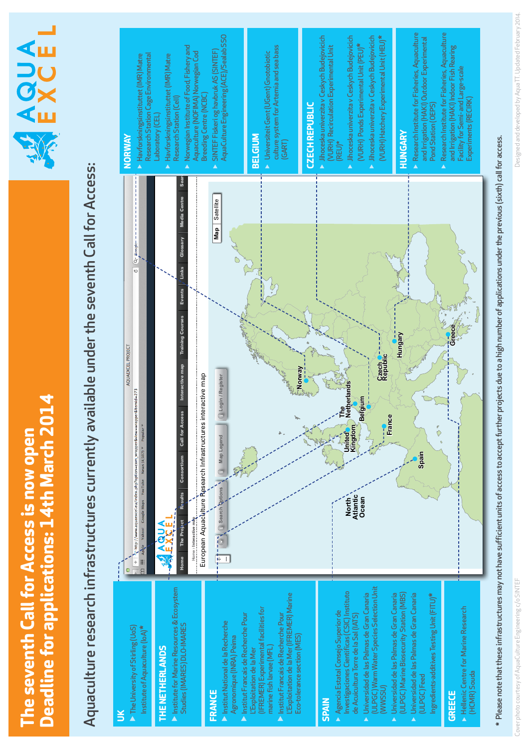# The seventh Call for Access is now open
# Deadline for applications: 14th March 2014

AQUA EXCEL

## Aquaculture research infrastructures currently available under the seventh Call for Access:

### UK
- The University of Stirling (UoS) Institute of Aquaculture (IoA)*

### THE NETHERLANDS
- Institute for Marine Resources & Ecosystem Studies (IMARES) DLO-IMARES

### FRANCE
- Institut National de la Recherche Agronomique (INRA) Peima
- Institut Français de Recherche Pour L'Exploitation de la Mer (IFREMER) Experimental facilities for marine fish larvae (MFL)
- Institut Français de Recherche Pour L'Exploitation de la Mer (IFREMER) Marine Eco-tolerance section (MES)

### SPAIN
- Agencia Estatal Consejo Superior de Investigaciones Científicas (CSIC) Instituto de Acuicultura Torre de la Sal (IATS)
- Universidad de las Palmas de Gran Canaria (ULPGC) Warm Water Species Selection Unit (WWSSU)
- Universidad de las Palmas de Gran Canaria (ULPGC) Marine Biosecurity Station (MBS)
- Universidad de las Palmas de Gran Canaria (ULPGC) Feed Ingredients-additives Testing Unit (FITU)*

### GREECE
- Hellenic Centre for Marine Research (HCMR) Souda

### NORWAY
- Havforskningsinstituttet (IMR) Matre Research Station Cage Environmental Laboratory (CEL)
- Havforskningsinstituttet (IMR) Matre Research Station (Cell)
- Norwegian Institute of Food, Fishery and Aquaculture (NOFIMA) Norwegian Cod Breeding Centre (NCBC)
- SINTEF Fiskeri og havbruk AS (SINTEF) AquaCulture Engineering (ACE)/Sealab SSO

### BELGIUM
- Universiteit Gent (UGent) Gnotobiotic culture system for Artemia and sea bass (GART)

### CZECH REPUBLIC
- Jihoceska univerzita v Ceskych Budejovicich (VURH) Recirculation Experimental Unit (REU)*
- Jihoceska univerzita v Ceskych Budejovicich (VURH) Ponds Experimental Unit (PEU)*
- Jihoceska univerzita v Ceskych Budejovicich (VURH) Hatchery Experimental Unit (HEU)*

### HUNGARY
- Research Institute for Fisheries, Aquaculture and Irrigation (HAKI) Outdoor Experimental Pond Station (OEPS)
- Research Institute for Fisheries, Aquaculture and Irrigation (HAKI) Indoor Fish Rearing Facility for Semi-and Large-scale Experiments (RECIRK)

\* Please note that these infrastructures may not have sufficient units of access to accept further projects due to a high number of applications under the previous (sixth) call for access.

Cover photo courtesy of AquaCulture Engineering c/o SINTEF

Designed and developed by AquaTT. Updated February 2014.